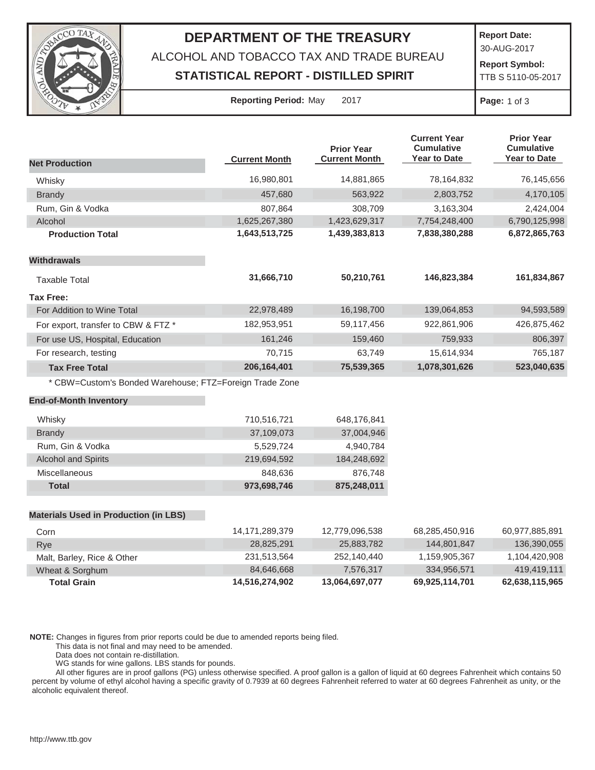# DEPARTMENT OF THE TREASURY

ALCOHOL AND TOBACCO TAX AND TRADE BUREAU

**STATISTICAL REPORT - DISTILLED SPIRIT**

**Report Date:** 30-AUG-2017

**Report Symbol:** TTB S 5110-05-2017

**Reporting Period:** May 2017

| **Net Production** | **Current Month** | **Prior Year Current Month** | **Current Year Cumulative Year to Date** | **Prior Year Cumulative Year to Date** |
|---|---|---|---|---|
| Whisky | 16,980,801 | 14,881,865 | 78,164,832 | 76,145,656 |
| Brandy | 457,680 | 563,922 | 2,803,752 | 4,170,105 |
| Rum, Gin & Vodka | 807,864 | 308,709 | 3,163,304 | 2,424,004 |
| Alcohol | 1,625,267,380 | 1,423,629,317 | 7,754,248,400 | 6,790,125,998 |
| **Production Total** | **1,643,513,725** | **1,439,383,813** | **7,838,380,288** | **6,872,865,763** |
| **Withdrawals** | | | | |
| Taxable Total | **31,666,710** | **50,210,761** | **146,823,384** | **161,834,867** |
| **Tax Free:** | | | | |
| For Addition to Wine Total | 22,978,489 | 16,198,700 | 139,064,853 | 94,593,589 |
| For export, transfer to CBW & FTZ * | 182,953,951 | 59,117,456 | 922,861,906 | 426,875,462 |
| For use US, Hospital, Education | 161,246 | 159,460 | 759,933 | 806,397 |
| For research, testing | 70,715 | 63,749 | 15,614,934 | 765,187 |
| **Tax Free Total** | **206,164,401** | **75,539,365** | **1,078,301,626** | **523,040,635** |

* CBW=Custom's Bonded Warehouse; FTZ=Foreign Trade Zone

| **End-of-Month Inventory** | **Current Month** | **Prior Year Current Month** |
|---|---|---|
| Whisky | 710,516,721 | 648,176,841 |
| Brandy | 37,109,073 | 37,004,946 |
| Rum, Gin & Vodka | 5,529,724 | 4,940,784 |
| Alcohol and Spirits | 219,694,592 | 184,248,692 |
| Miscellaneous | 848,636 | 876,748 |
| **Total** | **973,698,746** | **875,248,011** |

| **Materials Used in Production (in LBS)** | **Current Month** | **Prior Year Current Month** | **Current Year Cumulative Year to Date** | **Prior Year Cumulative Year to Date** |
|---|---|---|---|---|
| Corn | 14,171,289,379 | 12,779,096,538 | 68,285,450,916 | 60,977,885,891 |
| Rye | 28,825,291 | 25,883,782 | 144,801,847 | 136,390,055 |
| Malt, Barley, Rice & Other | 231,513,564 | 252,140,440 | 1,159,905,367 | 1,104,420,908 |
| Wheat & Sorghum | 84,646,668 | 7,576,317 | 334,956,571 | 419,419,111 |
| **Total Grain** | **14,516,274,902** | **13,064,697,077** | **69,925,114,701** | **62,638,115,965** |

**NOTE:** Changes in figures from prior reports could be due to amended reports being filed.
This data is not final and may need to be amended.
Data does not contain re-distillation.
WG stands for wine gallons. LBS stands for pounds.
All other figures are in proof gallons (PG) unless otherwise specified. A proof gallon is a gallon of liquid at 60 degrees Fahrenheit which contains 50 percent by volume of ethyl alcohol having a specific gravity of 0.7939 at 60 degrees Fahrenheit referred to water at 60 degrees Fahrenheit as unity, or the alcoholic equivalent thereof.

http://www.ttb.gov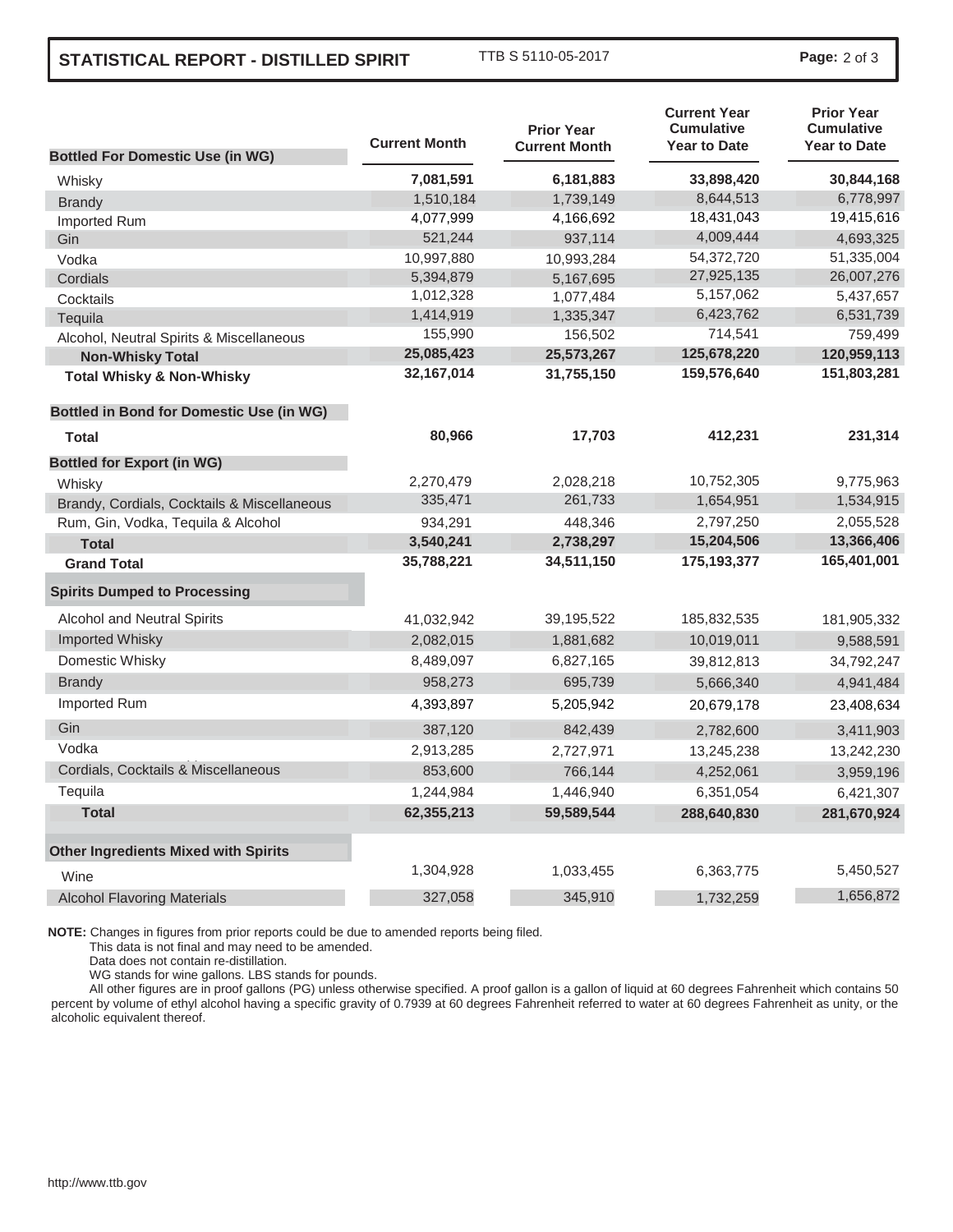## STATISTICAL REPORT - DISTILLED SPIRIT

TTB S 5110-05-2017

| Bottled For Domestic Use (in WG) | Current Month | Prior Year Current Month | Current Year Cumulative Year to Date | Prior Year Cumulative Year to Date |
|---|---|---|---|---|
| Whisky | **7,081,591** | **6,181,883** | **33,898,420** | **30,844,168** |
| Brandy | 1,510,184 | 1,739,149 | 8,644,513 | 6,778,997 |
| Imported Rum | 4,077,999 | 4,166,692 | 18,431,043 | 19,415,616 |
| Gin | 521,244 | 937,114 | 4,009,444 | 4,693,325 |
| Vodka | 10,997,880 | 10,993,284 | 54,372,720 | 51,335,004 |
| Cordials | 5,394,879 | 5,167,695 | 27,925,135 | 26,007,276 |
| Cocktails | 1,012,328 | 1,077,484 | 5,157,062 | 5,437,657 |
| Tequila | 1,414,919 | 1,335,347 | 6,423,762 | 6,531,739 |
| Alcohol, Neutral Spirits & Miscellaneous | 155,990 | 156,502 | 714,541 | 759,499 |
| **Non-Whisky Total** | **25,085,423** | **25,573,267** | **125,678,220** | **120,959,113** |
| **Total Whisky & Non-Whisky** | **32,167,014** | **31,755,150** | **159,576,640** | **151,803,281** |
| **Bottled in Bond for Domestic Use (in WG)** | | | | |
| **Total** | **80,966** | **17,703** | **412,231** | **231,314** |
| **Bottled for Export (in WG)** | | | | |
| Whisky | 2,270,479 | 2,028,218 | 10,752,305 | 9,775,963 |
| Brandy, Cordials, Cocktails & Miscellaneous | 335,471 | 261,733 | 1,654,951 | 1,534,915 |
| Rum, Gin, Vodka, Tequila & Alcohol | 934,291 | 448,346 | 2,797,250 | 2,055,528 |
| **Total** | **3,540,241** | **2,738,297** | **15,204,506** | **13,366,406** |
| **Grand Total** | **35,788,221** | **34,511,150** | **175,193,377** | **165,401,001** |
| **Spirits Dumped to Processing** | | | | |
| Alcohol and Neutral Spirits | 41,032,942 | 39,195,522 | 185,832,535 | 181,905,332 |
| Imported Whisky | 2,082,015 | 1,881,682 | 10,019,011 | 9,588,591 |
| Domestic Whisky | 8,489,097 | 6,827,165 | 39,812,813 | 34,792,247 |
| Brandy | 958,273 | 695,739 | 5,666,340 | 4,941,484 |
| Imported Rum | 4,393,897 | 5,205,942 | 20,679,178 | 23,408,634 |
| Gin | 387,120 | 842,439 | 2,782,600 | 3,411,903 |
| Vodka | 2,913,285 | 2,727,971 | 13,245,238 | 13,242,230 |
| Cordials, Cocktails & Miscellaneous | 853,600 | 766,144 | 4,252,061 | 3,959,196 |
| Tequila | 1,244,984 | 1,446,940 | 6,351,054 | 6,421,307 |
| **Total** | **62,355,213** | **59,589,544** | **288,640,830** | **281,670,924** |
| **Other Ingredients Mixed with Spirits** | | | | |
| Wine | 1,304,928 | 1,033,455 | 6,363,775 | 5,450,527 |
| Alcohol Flavoring Materials | 327,058 | 345,910 | 1,732,259 | 1,656,872 |

**NOTE:** Changes in figures from prior reports could be due to amended reports being filed.
This data is not final and may need to be amended.
Data does not contain re-distillation.
WG stands for wine gallons. LBS stands for pounds.
All other figures are in proof gallons (PG) unless otherwise specified. A proof gallon is a gallon of liquid at 60 degrees Fahrenheit which contains 50 percent by volume of ethyl alcohol having a specific gravity of 0.7939 at 60 degrees Fahrenheit referred to water at 60 degrees Fahrenheit as unity, or the alcoholic equivalent thereof.

http://www.ttb.gov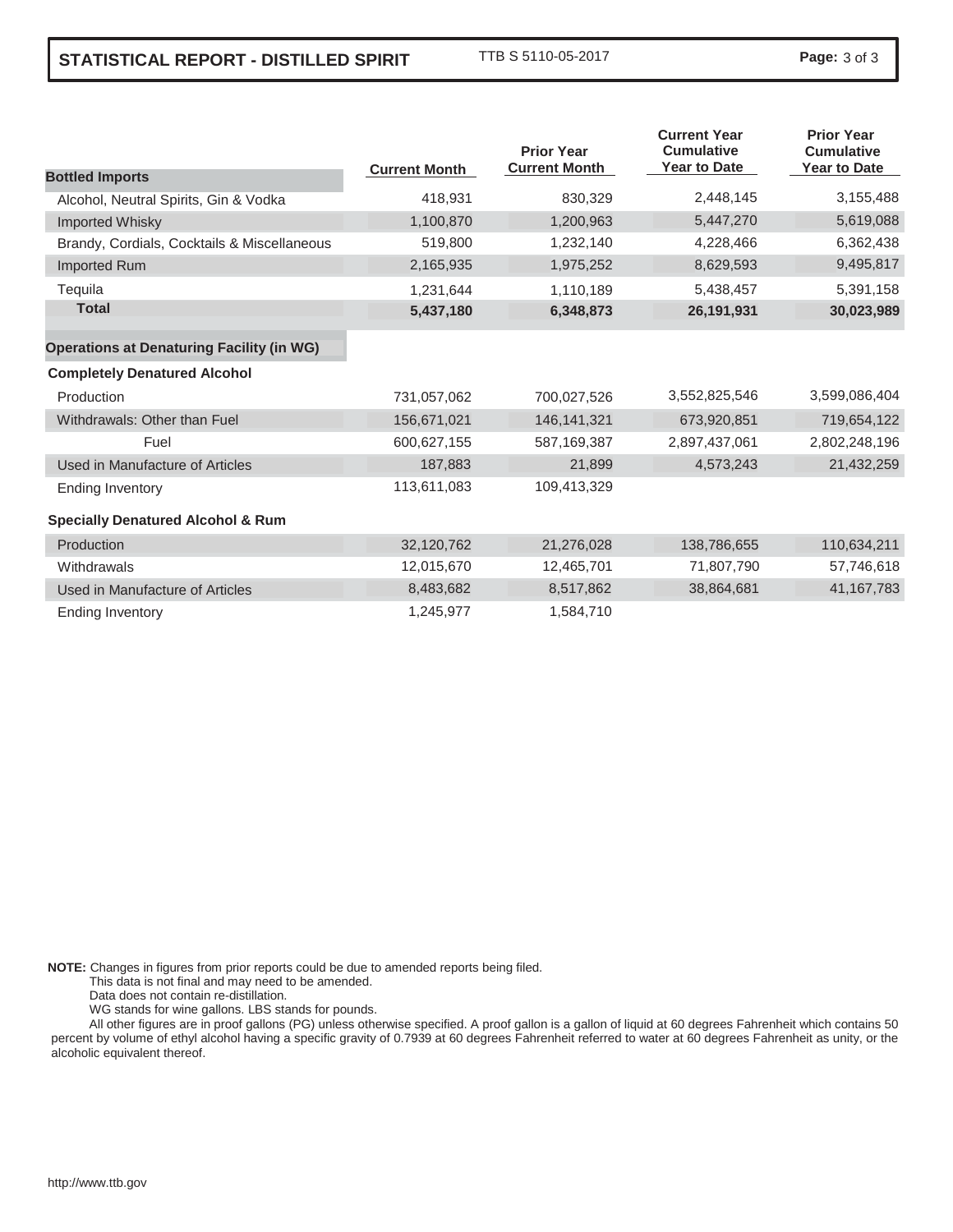## STATISTICAL REPORT - DISTILLED SPIRIT

TTB S 5110-05-2017

| Bottled Imports | Current Month | Prior Year Current Month | Current Year Cumulative Year to Date | Prior Year Cumulative Year to Date |
|---|---|---|---|---|
| Alcohol, Neutral Spirits, Gin & Vodka | 418,931 | 830,329 | 2,448,145 | 3,155,488 |
| Imported Whisky | 1,100,870 | 1,200,963 | 5,447,270 | 5,619,088 |
| Brandy, Cordials, Cocktails & Miscellaneous | 519,800 | 1,232,140 | 4,228,466 | 6,362,438 |
| Imported Rum | 2,165,935 | 1,975,252 | 8,629,593 | 9,495,817 |
| Tequila | 1,231,644 | 1,110,189 | 5,438,457 | 5,391,158 |
| **Total** | **5,437,180** | **6,348,873** | **26,191,931** | **30,023,989** |
| **Operations at Denaturing Facility (in WG)** | | | | |
| **Completely Denatured Alcohol** | | | | |
| Production | 731,057,062 | 700,027,526 | 3,552,825,546 | 3,599,086,404 |
| Withdrawals: Other than Fuel | 156,671,021 | 146,141,321 | 673,920,851 | 719,654,122 |
| Fuel | 600,627,155 | 587,169,387 | 2,897,437,061 | 2,802,248,196 |
| Used in Manufacture of Articles | 187,883 | 21,899 | 4,573,243 | 21,432,259 |
| Ending Inventory | 113,611,083 | 109,413,329 | | |
| **Specially Denatured Alcohol & Rum** | | | | |
| Production | 32,120,762 | 21,276,028 | 138,786,655 | 110,634,211 |
| Withdrawals | 12,015,670 | 12,465,701 | 71,807,790 | 57,746,618 |
| Used in Manufacture of Articles | 8,483,682 | 8,517,862 | 38,864,681 | 41,167,783 |
| Ending Inventory | 1,245,977 | 1,584,710 | | |

**NOTE:** Changes in figures from prior reports could be due to amended reports being filed.
This data is not final and may need to be amended.
Data does not contain re-distillation.
WG stands for wine gallons. LBS stands for pounds.
All other figures are in proof gallons (PG) unless otherwise specified. A proof gallon is a gallon of liquid at 60 degrees Fahrenheit which contains 50 percent by volume of ethyl alcohol having a specific gravity of 0.7939 at 60 degrees Fahrenheit referred to water at 60 degrees Fahrenheit as unity, or the alcoholic equivalent thereof.

http://www.ttb.gov